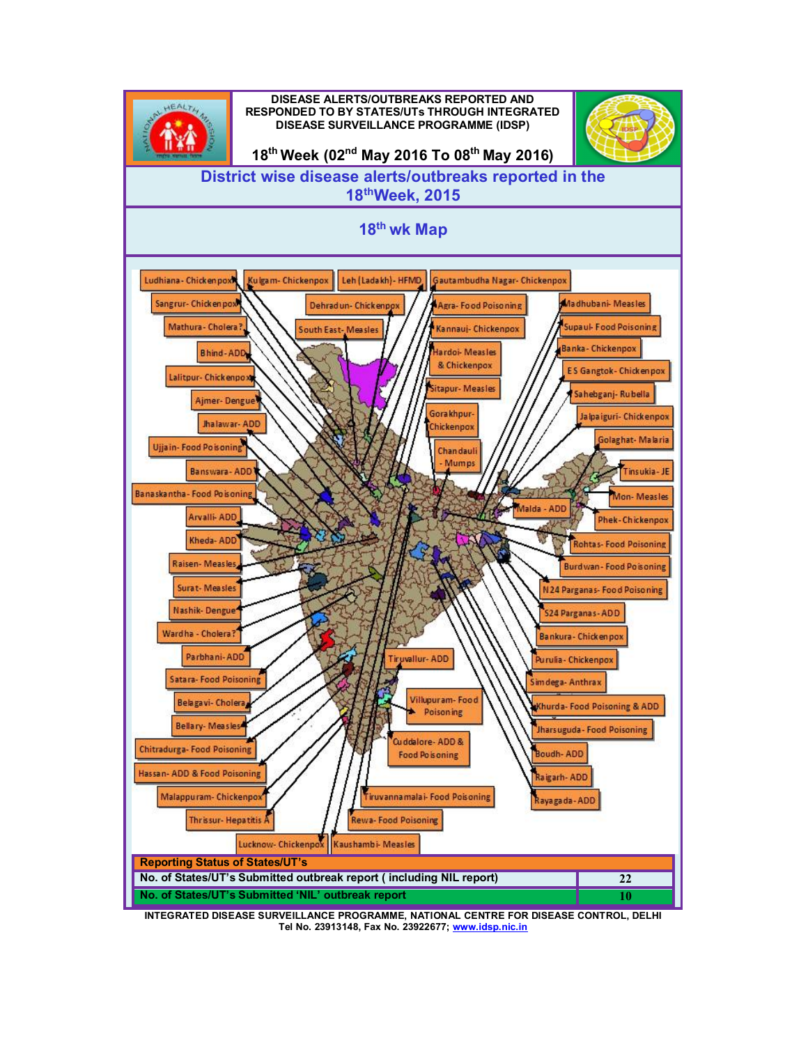# DISEASE ALERTS/OUTBREAKS REPORTED AND RESPONDED TO BY STATES/UTs THROUGH INTEGRATED DISEASE SURVEILLANCE PROGRAMME (IDSP)

## 18th Week (02nd May 2016 To 08th May 2016)

## District wise disease alerts/outbreaks reported in the 18thWeek, 2015

## 18th wk Map

Ludhiana- Chickenpox
Kulgam- Chickenpox
Leh (Ladakh)- HFMD
Gautambudha Nagar- Chickenpox
Sangrur- Chickenpox
Dehradun- Chickenpox
Agra- Food Poisoning
Madhubani- Measles
Mathura- Cholera?
South East- Measles
Kannauj- Chickenpox
Supaul- Food Poisoning
Bhind- ADD
Hardoi- Measles & Chickenpox
Banka- Chickenpox
Lalitpur- Chickenpox
E S Gangtok- Chickenpox
Ajmer- Dengue
Sitapur- Measles
Sahebganj- Rubella
Jhalawar- ADD
Gorakhpur- Chickenpox
Jalpaiguri- Chickenpox
Ujjain- Food Poisoning
Chandauli - Mumps
Golaghat- Malaria
Banswara- ADD
Tinsukia- JE
Banaskantha- Food Poisoning
Mon- Measles
Malda - ADD
Arvalli- ADD
Phek- Chickenpox
Kheda- ADD
Rohtas- Food Poisoning
Raisen- Measles
Burdwan- Food Poisoning
Surat- Measles
N 24 Parganas- Food Poisoning
Nashik- Dengue
S 24 Parganas- ADD
Wardha - Cholera?
Bankura- Chickenpox
Parbhani- ADD
Tiruvallur- ADD
Purulia- Chickenpox
Satara- Food Poisoning
Simdega- Anthrax
Belagavi- Cholera
Villupuram- Food Poisoning
Khurda- Food Poisoning & ADD
Bellary- Measles
Jharsuguda- Food Poisoning
Chitradurga- Food Poisoning
Cuddalore- ADD & Food Poisoning
Boudh- ADD
Hassan- ADD & Food Poisoning
Raigarh- ADD
Malappuram- Chickenpox
Tiruvannamalai- Food Poisoning
Rayagada- ADD
Thrissur- Hepatitis A
Rewa- Food Poisoning
Lucknow- Chickenpox
Kaushambi- Measles

| Reporting Status of States/UT's | |
|---|---|
| No. of States/UT's Submitted outbreak report ( including NIL report) | 22 |
| No. of States/UT's Submitted 'NIL' outbreak report | 10 |

INTEGRATED DISEASE SURVEILLANCE PROGRAMME, NATIONAL CENTRE FOR DISEASE CONTROL, DELHI
Tel No. 23913148, Fax No. 23922677; www.idsp.nic.in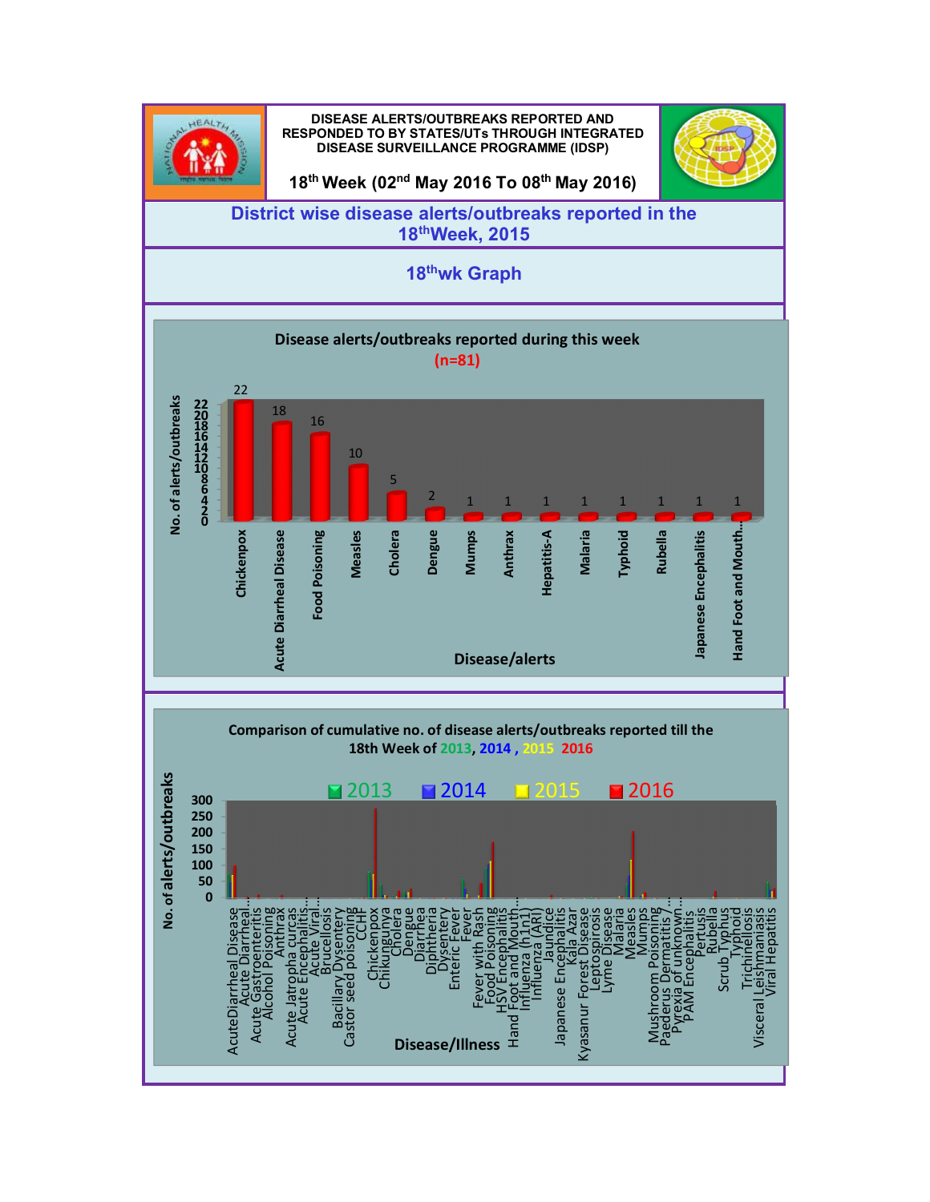**DISEASE ALERTS/OUTBREAKS REPORTED AND RESPONDED TO BY STATES/UTs THROUGH INTEGRATED DISEASE SURVEILLANCE PROGRAMME (IDSP)**

**18th Week (02nd May 2016 To 08th May 2016)**

## District wise disease alerts/outbreaks reported in the 18thWeek, 2015

## 18thwk Graph

**Disease alerts/outbreaks reported during this week (n=81)**

| Disease/alerts | No. of alerts/outbreaks |
|---|---|
| Chickenpox | 22 |
| Acute Diarrheal Disease | 18 |
| Food Poisoning | 16 |
| Measles | 10 |
| Cholera | 5 |
| Dengue | 2 |
| Mumps | 1 |
| Anthrax | 1 |
| Hepatitis-A | 1 |
| Malaria | 1 |
| Typhoid | 1 |
| Rubella | 1 |
| Japanese Encephalitis | 1 |
| Hand Foot and Mouth... | 1 |

**Comparison of cumulative no. of disease alerts/outbreaks reported till the 18th Week of 2013, 2014, 2015, 2016**

Legend: 2013, 2014, 2015, 2016

Y-axis: No. of alerts/outbreaks (0–300)

X-axis: Disease/Illness — AcuteDiarrheal Disease, Acute Diarrheal..., Acute Gastroenteritis, Alcohol Poisoning, Anthrax, Acute Jatropha curcas, Acute Encephalitis..., Acute Viral..., Brucellosis, Bacillary Dysentery, Castor seed poisoning, CCHF, Chickenpox, Chikungunya, Cholera, Dengue, Diarrhea, Diphtheria, Dysentery, Enteric Fever, Fever, Fever with Rash, Food Poisoning, HSV Encephalitis, Hand Foot and Mouth..., Influenza (h1n1), Influenza (ARI), Jaundice, Japanese Encephalitis, Kala Azar, Kyasanur Forest Disease, Leptospirosis, Lyme Disease, Malaria, Measles, Mumps, Mushroom Poisoning, Paederus Dermatitis /..., Pyrexia of unknown..., PAM Encephalitis, Pertusis, Rubella, Scrub Typhus, Typhoid, Trichinellosis, Visceral Leishmaniasis, Viral Hepatitis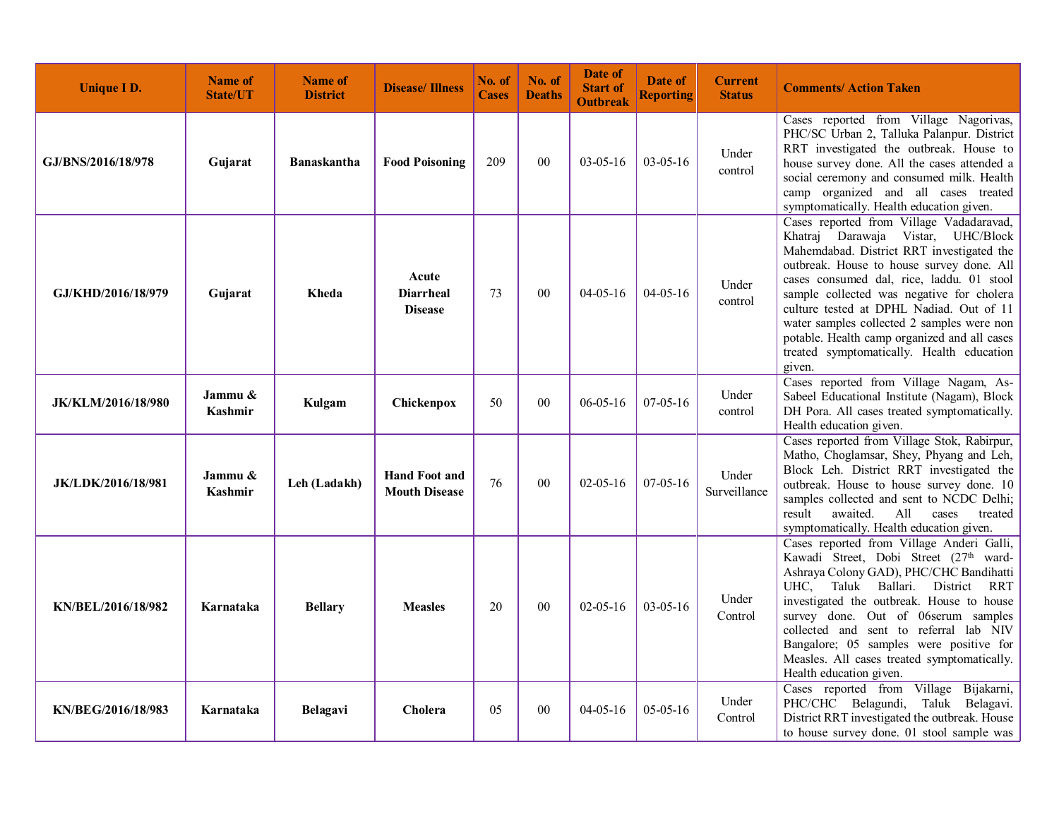| Unique I D. | Name of State/UT | Name of District | Disease/ Illness | No. of Cases | No. of Deaths | Date of Start of Outbreak | Date of Reporting | Current Status | Comments/ Action Taken |
|---|---|---|---|---|---|---|---|---|---|
| GJ/BNS/2016/18/978 | Gujarat | Banaskantha | Food Poisoning | 209 | 00 | 03-05-16 | 03-05-16 | Under control | Cases reported from Village Nagorivas, PHC/SC Urban 2, Talluka Palanpur. District RRT investigated the outbreak. House to house survey done. All the cases attended a social ceremony and consumed milk. Health camp organized and all cases treated symptomatically. Health education given. |
| GJ/KHD/2016/18/979 | Gujarat | Kheda | Acute Diarrheal Disease | 73 | 00 | 04-05-16 | 04-05-16 | Under control | Cases reported from Village Vadadaravad, Khatraj Darawaja Vistar, UHC/Block Mahemdabad. District RRT investigated the outbreak. House to house survey done. All cases consumed dal, rice, laddu. 01 stool sample collected was negative for cholera culture tested at DPHL Nadiad. Out of 11 water samples collected 2 samples were non potable. Health camp organized and all cases treated symptomatically. Health education given. |
| JK/KLM/2016/18/980 | Jammu & Kashmir | Kulgam | Chickenpox | 50 | 00 | 06-05-16 | 07-05-16 | Under control | Cases reported from Village Nagam, As-Sabeel Educational Institute (Nagam), Block DH Pora. All cases treated symptomatically. Health education given. |
| JK/LDK/2016/18/981 | Jammu & Kashmir | Leh (Ladakh) | Hand Foot and Mouth Disease | 76 | 00 | 02-05-16 | 07-05-16 | Under Surveillance | Cases reported from Village Stok, Rabirpur, Matho, Choglamsar, Shey, Phyang and Leh, Block Leh. District RRT investigated the outbreak. House to house survey done. 10 samples collected and sent to NCDC Delhi; result awaited. All cases treated symptomatically. Health education given. |
| KN/BEL/2016/18/982 | Karnataka | Bellary | Measles | 20 | 00 | 02-05-16 | 03-05-16 | Under Control | Cases reported from Village Anderi Galli, Kawadi Street, Dobi Street (27th ward-Ashraya Colony GAD), PHC/CHC Bandihatti UHC, Taluk Ballari. District RRT investigated the outbreak. House to house survey done. Out of 06serum samples collected and sent to referral lab NIV Bangalore; 05 samples were positive for Measles. All cases treated symptomatically. Health education given. |
| KN/BEG/2016/18/983 | Karnataka | Belagavi | Cholera | 05 | 00 | 04-05-16 | 05-05-16 | Under Control | Cases reported from Village Bijakarni, PHC/CHC Belagundi, Taluk Belagavi. District RRT investigated the outbreak. House to house survey done. 01 stool sample was |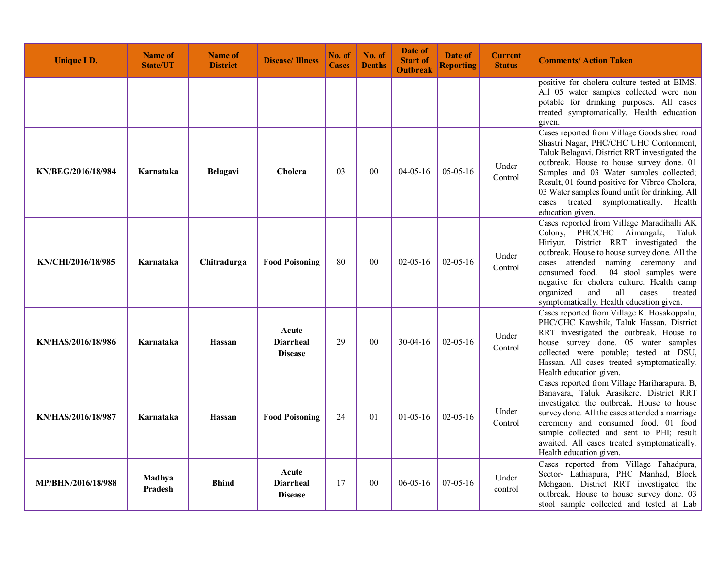| Unique I D. | Name of State/UT | Name of District | Disease/ Illness | No. of Cases | No. of Deaths | Date of Start of Outbreak | Date of Reporting | Current Status | Comments/ Action Taken |
|---|---|---|---|---|---|---|---|---|---|
| | | | | | | | | | positive for cholera culture tested at BIMS. All 05 water samples collected were non potable for drinking purposes. All cases treated symptomatically. Health education given. |
| **KN/BEG/2016/18/984** | **Karnataka** | **Belagavi** | **Cholera** | 03 | 00 | 04-05-16 | 05-05-16 | Under Control | Cases reported from Village Goods shed road Shastri Nagar, PHC/CHC UHC Contonment, Taluk Belagavi. District RRT investigated the outbreak. House to house survey done. 01 Samples and 03 Water samples collected; Result, 01 found positive for Vibreo Cholera, 03 Water samples found unfit for drinking. All cases treated symptomatically. Health education given. |
| **KN/CHI/2016/18/985** | **Karnataka** | **Chitradurga** | **Food Poisoning** | 80 | 00 | 02-05-16 | 02-05-16 | Under Control | Cases reported from Village Maradihalli AK Colony, PHC/CHC Aimangala, Taluk Hiriyur. District RRT investigated the outbreak. House to house survey done. All the cases attended naming ceremony and consumed food. 04 stool samples were negative for cholera culture. Health camp organized and all cases treated symptomatically. Health education given. |
| **KN/HAS/2016/18/986** | **Karnataka** | **Hassan** | **Acute Diarrheal Disease** | 29 | 00 | 30-04-16 | 02-05-16 | Under Control | Cases reported from Village K. Hosakoppalu, PHC/CHC Kawshik, Taluk Hassan. District RRT investigated the outbreak. House to house survey done. 05 water samples collected were potable; tested at DSU, Hassan. All cases treated symptomatically. Health education given. |
| **KN/HAS/2016/18/987** | **Karnataka** | **Hassan** | **Food Poisoning** | 24 | 01 | 01-05-16 | 02-05-16 | Under Control | Cases reported from Village Hariharapura. B, Banavara, Taluk Arasikere. District RRT investigated the outbreak. House to house survey done. All the cases attended a marriage ceremony and consumed food. 01 food sample collected and sent to PHI; result awaited. All cases treated symptomatically. Health education given. |
| **MP/BHN/2016/18/988** | **Madhya Pradesh** | **Bhind** | **Acute Diarrheal Disease** | 17 | 00 | 06-05-16 | 07-05-16 | Under control | Cases reported from Village Pahadpura, Sector- Lathiapura, PHC Manhad, Block Mehgaon. District RRT investigated the outbreak. House to house survey done. 03 stool sample collected and tested at Lab |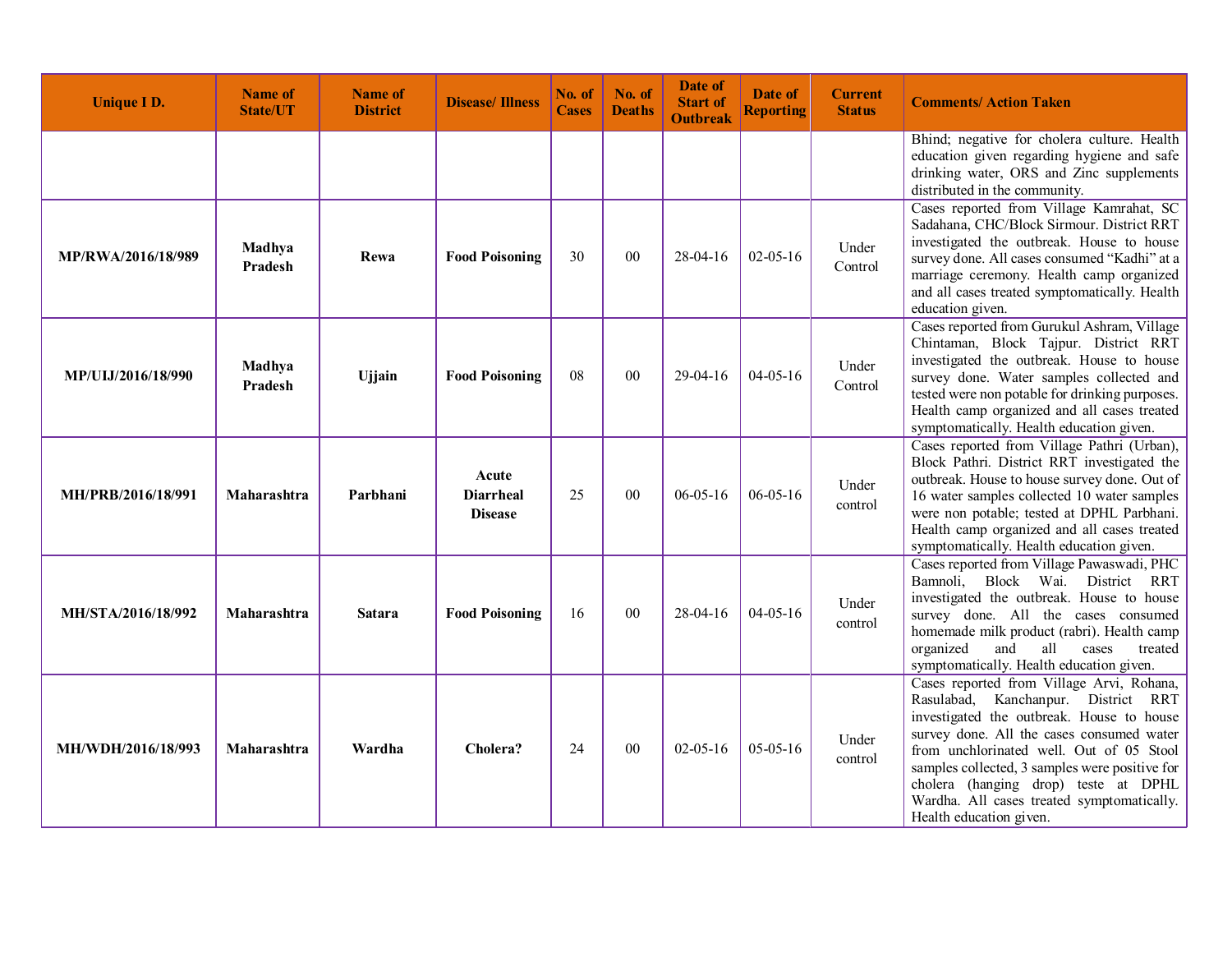| Unique I D. | Name of State/UT | Name of District | Disease/ Illness | No. of Cases | No. of Deaths | Date of Start of Outbreak | Date of Reporting | Current Status | Comments/ Action Taken |
|---|---|---|---|---|---|---|---|---|---|
| | | | | | | | | | Bhind; negative for cholera culture. Health education given regarding hygiene and safe drinking water, ORS and Zinc supplements distributed in the community. |
| **MP/RWA/2016/18/989** | **Madhya Pradesh** | **Rewa** | **Food Poisoning** | 30 | 00 | 28-04-16 | 02-05-16 | Under Control | Cases reported from Village Kamrahat, SC Sadahana, CHC/Block Sirmour. District RRT investigated the outbreak. House to house survey done. All cases consumed "Kadhi" at a marriage ceremony. Health camp organized and all cases treated symptomatically. Health education given. |
| **MP/UIJ/2016/18/990** | **Madhya Pradesh** | **Ujjain** | **Food Poisoning** | 08 | 00 | 29-04-16 | 04-05-16 | Under Control | Cases reported from Gurukul Ashram, Village Chintaman, Block Tajpur. District RRT investigated the outbreak. House to house survey done. Water samples collected and tested were non potable for drinking purposes. Health camp organized and all cases treated symptomatically. Health education given. |
| **MH/PRB/2016/18/991** | **Maharashtra** | **Parbhani** | **Acute Diarrheal Disease** | 25 | 00 | 06-05-16 | 06-05-16 | Under control | Cases reported from Village Pathri (Urban), Block Pathri. District RRT investigated the outbreak. House to house survey done. Out of 16 water samples collected 10 water samples were non potable; tested at DPHL Parbhani. Health camp organized and all cases treated symptomatically. Health education given. |
| **MH/STA/2016/18/992** | **Maharashtra** | **Satara** | **Food Poisoning** | 16 | 00 | 28-04-16 | 04-05-16 | Under control | Cases reported from Village Pawaswadi, PHC Bamnoli, Block Wai. District RRT investigated the outbreak. House to house survey done. All the cases consumed homemade milk product (rabri). Health camp organized and all cases treated symptomatically. Health education given. |
| **MH/WDH/2016/18/993** | **Maharashtra** | **Wardha** | **Cholera?** | 24 | 00 | 02-05-16 | 05-05-16 | Under control | Cases reported from Village Arvi, Rohana, Rasulabad, Kanchanpur. District RRT investigated the outbreak. House to house survey done. All the cases consumed water from unchlorinated well. Out of 05 Stool samples collected, 3 samples were positive for cholera (hanging drop) teste at DPHL Wardha. All cases treated symptomatically. Health education given. |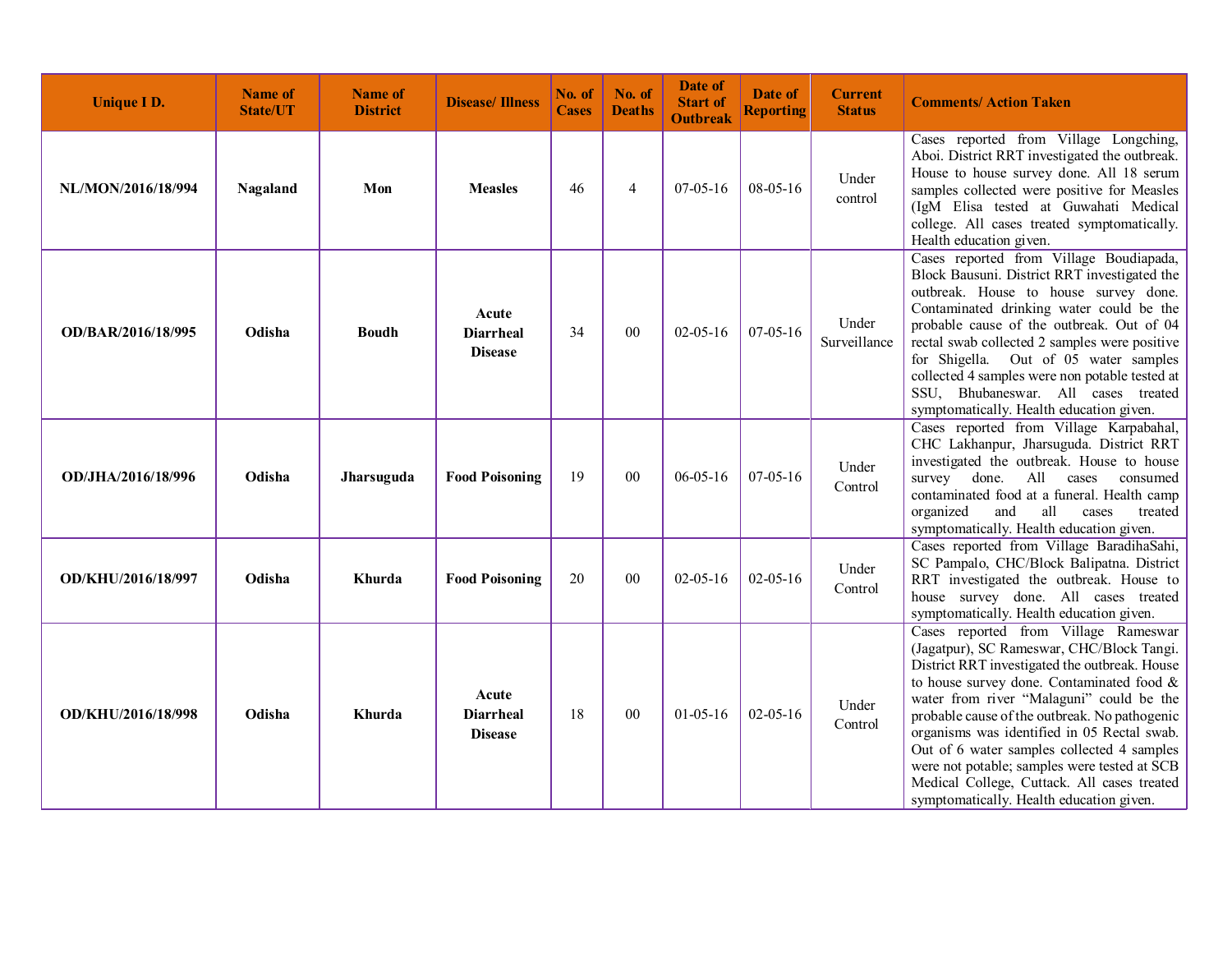| Unique I D. | Name of State/UT | Name of District | Disease/ Illness | No. of Cases | No. of Deaths | Date of Start of Outbreak | Date of Reporting | Current Status | Comments/ Action Taken |
|---|---|---|---|---|---|---|---|---|---|
| **NL/MON/2016/18/994** | **Nagaland** | **Mon** | **Measles** | 46 | 4 | 07-05-16 | 08-05-16 | Under control | Cases reported from Village Longching, Aboi. District RRT investigated the outbreak. House to house survey done. All 18 serum samples collected were positive for Measles (IgM Elisa tested at Guwahati Medical college. All cases treated symptomatically. Health education given. |
| **OD/BAR/2016/18/995** | **Odisha** | **Boudh** | **Acute Diarrheal Disease** | 34 | 00 | 02-05-16 | 07-05-16 | Under Surveillance | Cases reported from Village Boudiapada, Block Bausuni. District RRT investigated the outbreak. House to house survey done. Contaminated drinking water could be the probable cause of the outbreak. Out of 04 rectal swab collected 2 samples were positive for Shigella. Out of 05 water samples collected 4 samples were non potable tested at SSU, Bhubaneswar. All cases treated symptomatically. Health education given. |
| **OD/JHA/2016/18/996** | **Odisha** | **Jharsuguda** | **Food Poisoning** | 19 | 00 | 06-05-16 | 07-05-16 | Under Control | Cases reported from Village Karpabahal, CHC Lakhanpur, Jharsuguda. District RRT investigated the outbreak. House to house survey done. All cases consumed contaminated food at a funeral. Health camp organized and all cases treated symptomatically. Health education given. |
| **OD/KHU/2016/18/997** | **Odisha** | **Khurda** | **Food Poisoning** | 20 | 00 | 02-05-16 | 02-05-16 | Under Control | Cases reported from Village BaradihaSahi, SC Pampalo, CHC/Block Balipatna. District RRT investigated the outbreak. House to house survey done. All cases treated symptomatically. Health education given. |
| **OD/KHU/2016/18/998** | **Odisha** | **Khurda** | **Acute Diarrheal Disease** | 18 | 00 | 01-05-16 | 02-05-16 | Under Control | Cases reported from Village Rameswar (Jagatpur), SC Rameswar, CHC/Block Tangi. District RRT investigated the outbreak. House to house survey done. Contaminated food & water from river "Malaguni" could be the probable cause of the outbreak. No pathogenic organisms was identified in 05 Rectal swab. Out of 6 water samples collected 4 samples were not potable; samples were tested at SCB Medical College, Cuttack. All cases treated symptomatically. Health education given. |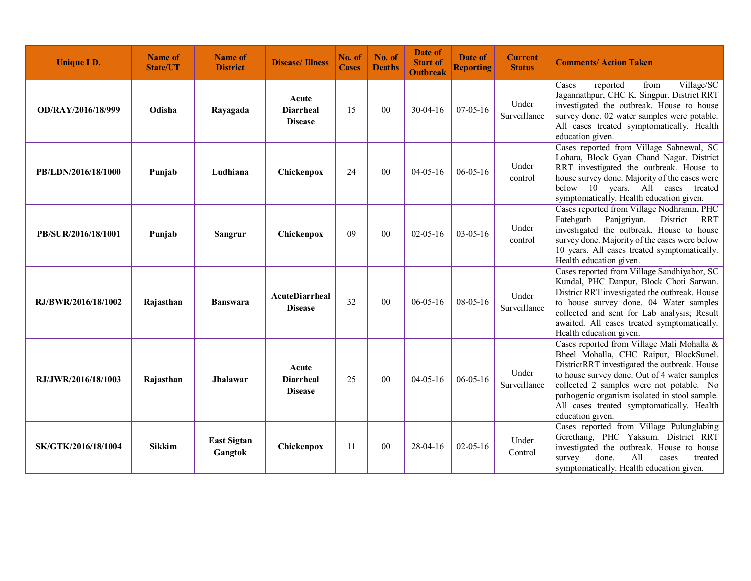| Unique I D. | Name of State/UT | Name of District | Disease/ Illness | No. of Cases | No. of Deaths | Date of Start of Outbreak | Date of Reporting | Current Status | Comments/ Action Taken |
|---|---|---|---|---|---|---|---|---|---|
| **OD/RAY/2016/18/999** | **Odisha** | **Rayagada** | **Acute Diarrheal Disease** | 15 | 00 | 30-04-16 | 07-05-16 | Under Surveillance | Cases reported from Village/SC Jagannathpur, CHC K. Singpur. District RRT investigated the outbreak. House to house survey done. 02 water samples were potable. All cases treated symptomatically. Health education given. |
| **PB/LDN/2016/18/1000** | **Punjab** | **Ludhiana** | **Chickenpox** | 24 | 00 | 04-05-16 | 06-05-16 | Under control | Cases reported from Village Sahnewal, SC Lohara, Block Gyan Chand Nagar. District RRT investigated the outbreak. House to house survey done. Majority of the cases were below 10 years. All cases treated symptomatically. Health education given. |
| **PB/SUR/2016/18/1001** | **Punjab** | **Sangrur** | **Chickenpox** | 09 | 00 | 02-05-16 | 03-05-16 | Under control | Cases reported from Village Nodhranin, PHC Fatehgarh Panjgriyan. District RRT investigated the outbreak. House to house survey done. Majority of the cases were below 10 years. All cases treated symptomatically. Health education given. |
| **RJ/BWR/2016/18/1002** | **Rajasthan** | **Banswara** | **AcuteDiarrheal Disease** | 32 | 00 | 06-05-16 | 08-05-16 | Under Surveillance | Cases reported from Village Sandhiyabor, SC Kundal, PHC Danpur, Block Choti Sarwan. District RRT investigated the outbreak. House to house survey done. 04 Water samples collected and sent for Lab analysis; Result awaited. All cases treated symptomatically. Health education given. |
| **RJ/JWR/2016/18/1003** | **Rajasthan** | **Jhalawar** | **Acute Diarrheal Disease** | 25 | 00 | 04-05-16 | 06-05-16 | Under Surveillance | Cases reported from Village Mali Mohalla & Bheel Mohalla, CHC Raipur, BlockSunel. DistrictRRT investigated the outbreak. House to house survey done. Out of 4 water samples collected 2 samples were not potable. No pathogenic organism isolated in stool sample. All cases treated symptomatically. Health education given. |
| **SK/GTK/2016/18/1004** | **Sikkim** | **East Sigtan Gangtok** | **Chickenpox** | 11 | 00 | 28-04-16 | 02-05-16 | Under Control | Cases reported from Village Pulunglabing Gerethang, PHC Yaksum. District RRT investigated the outbreak. House to house survey done. All cases treated symptomatically. Health education given. |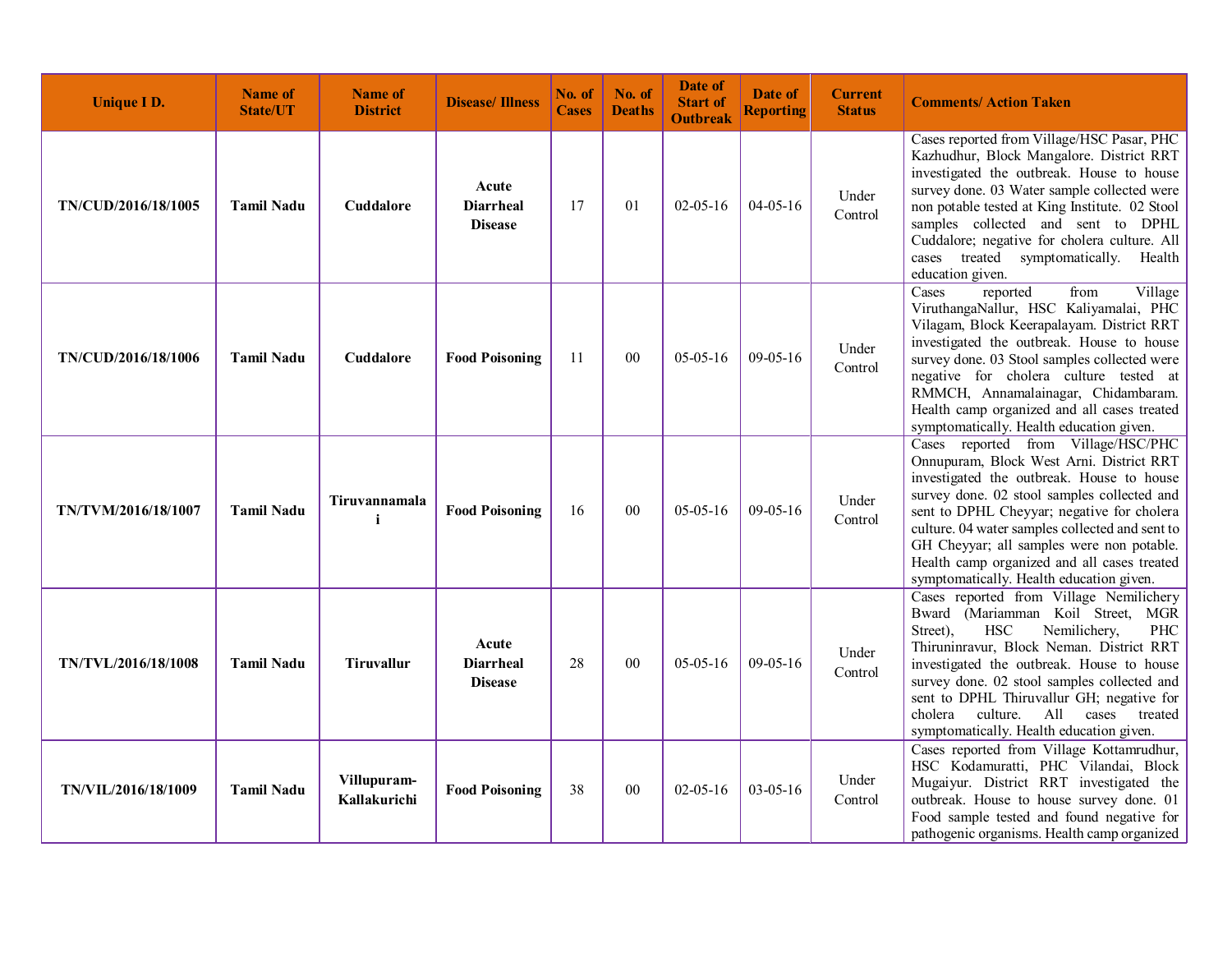| Unique I D. | Name of State/UT | Name of District | Disease/ Illness | No. of Cases | No. of Deaths | Date of Start of Outbreak | Date of Reporting | Current Status | Comments/ Action Taken |
|---|---|---|---|---|---|---|---|---|---|
| **TN/CUD/2016/18/1005** | **Tamil Nadu** | **Cuddalore** | **Acute Diarrheal Disease** | 17 | 01 | 02-05-16 | 04-05-16 | Under Control | Cases reported from Village/HSC Pasar, PHC Kazhudhur, Block Mangalore. District RRT investigated the outbreak. House to house survey done. 03 Water sample collected were non potable tested at King Institute. 02 Stool samples collected and sent to DPHL Cuddalore; negative for cholera culture. All cases treated symptomatically. Health education given. |
| **TN/CUD/2016/18/1006** | **Tamil Nadu** | **Cuddalore** | **Food Poisoning** | 11 | 00 | 05-05-16 | 09-05-16 | Under Control | Cases reported from Village ViruthangaNallur, HSC Kaliyamalai, PHC Vilagam, Block Keerapalayam. District RRT investigated the outbreak. House to house survey done. 03 Stool samples collected were negative for cholera culture tested at RMMCH, Annamalainagar, Chidambaram. Health camp organized and all cases treated symptomatically. Health education given. |
| **TN/TVM/2016/18/1007** | **Tamil Nadu** | **Tiruvannamalai** | **Food Poisoning** | 16 | 00 | 05-05-16 | 09-05-16 | Under Control | Cases reported from Village/HSC/PHC Onnupuram, Block West Arni. District RRT investigated the outbreak. House to house survey done. 02 stool samples collected and sent to DPHL Cheyyar; negative for cholera culture. 04 water samples collected and sent to GH Cheyyar; all samples were non potable. Health camp organized and all cases treated symptomatically. Health education given. |
| **TN/TVL/2016/18/1008** | **Tamil Nadu** | **Tiruvallur** | **Acute Diarrheal Disease** | 28 | 00 | 05-05-16 | 09-05-16 | Under Control | Cases reported from Village Nemilichery Bward (Mariamman Koil Street, MGR Street), HSC Nemilichery, PHC Thiruninravur, Block Neman. District RRT investigated the outbreak. House to house survey done. 02 stool samples collected and sent to DPHL Thiruvallur GH; negative for cholera culture. All cases treated symptomatically. Health education given. |
| **TN/VIL/2016/18/1009** | **Tamil Nadu** | **Villupuram-Kallakurichi** | **Food Poisoning** | 38 | 00 | 02-05-16 | 03-05-16 | Under Control | Cases reported from Village Kottamrudhur, HSC Kodamuratti, PHC Vilandai, Block Mugaiyur. District RRT investigated the outbreak. House to house survey done. 01 Food sample tested and found negative for pathogenic organisms. Health camp organized |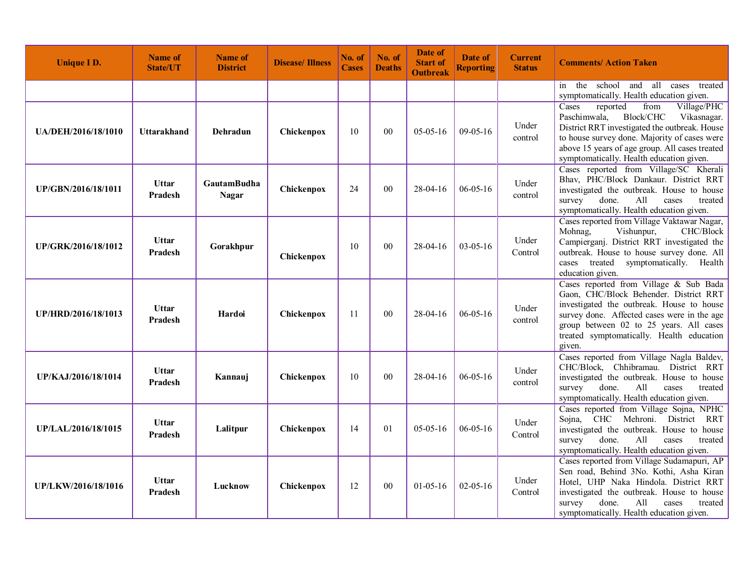| Unique I D. | Name of State/UT | Name of District | Disease/ Illness | No. of Cases | No. of Deaths | Date of Start of Outbreak | Date of Reporting | Current Status | Comments/ Action Taken |
|---|---|---|---|---|---|---|---|---|---|
| | | | | | | | | | in the school and all cases treated symptomatically. Health education given. |
| **UA/DEH/2016/18/1010** | **Uttarakhand** | **Dehradun** | **Chickenpox** | 10 | 00 | 05-05-16 | 09-05-16 | Under control | Cases reported from Village/PHC Paschimwala, Block/CHC Vikasnagar. District RRT investigated the outbreak. House to house survey done. Majority of cases were above 15 years of age group. All cases treated symptomatically. Health education given. |
| **UP/GBN/2016/18/1011** | **Uttar Pradesh** | **GautamBudha Nagar** | **Chickenpox** | 24 | 00 | 28-04-16 | 06-05-16 | Under control | Cases reported from Village/SC Kherali Bhav, PHC/Block Dankaur. District RRT investigated the outbreak. House to house survey done. All cases treated symptomatically. Health education given. |
| **UP/GRK/2016/18/1012** | **Uttar Pradesh** | **Gorakhpur** | **Chickenpox** | 10 | 00 | 28-04-16 | 03-05-16 | Under Control | Cases reported from Village Vaktawar Nagar, Mohnag, Vishunpur, CHC/Block Campierganj. District RRT investigated the outbreak. House to house survey done. All cases treated symptomatically. Health education given. |
| **UP/HRD/2016/18/1013** | **Uttar Pradesh** | **Hardoi** | **Chickenpox** | 11 | 00 | 28-04-16 | 06-05-16 | Under control | Cases reported from Village & Sub Bada Gaon, CHC/Block Behender. District RRT investigated the outbreak. House to house survey done. Affected cases were in the age group between 02 to 25 years. All cases treated symptomatically. Health education given. |
| **UP/KAJ/2016/18/1014** | **Uttar Pradesh** | **Kannauj** | **Chickenpox** | 10 | 00 | 28-04-16 | 06-05-16 | Under control | Cases reported from Village Nagla Baldev, CHC/Block, Chhibramau. District RRT investigated the outbreak. House to house survey done. All cases treated symptomatically. Health education given. |
| **UP/LAL/2016/18/1015** | **Uttar Pradesh** | **Lalitpur** | **Chickenpox** | 14 | 01 | 05-05-16 | 06-05-16 | Under Control | Cases reported from Village Sojna, NPHC Sojna, CHC Mehroni. District RRT investigated the outbreak. House to house survey done. All cases treated symptomatically. Health education given. |
| **UP/LKW/2016/18/1016** | **Uttar Pradesh** | **Lucknow** | **Chickenpox** | 12 | 00 | 01-05-16 | 02-05-16 | Under Control | Cases reported from Village Sudamapuri, AP Sen road, Behind 3No. Kothi, Asha Kiran Hotel, UHP Naka Hindola. District RRT investigated the outbreak. House to house survey done. All cases treated symptomatically. Health education given. |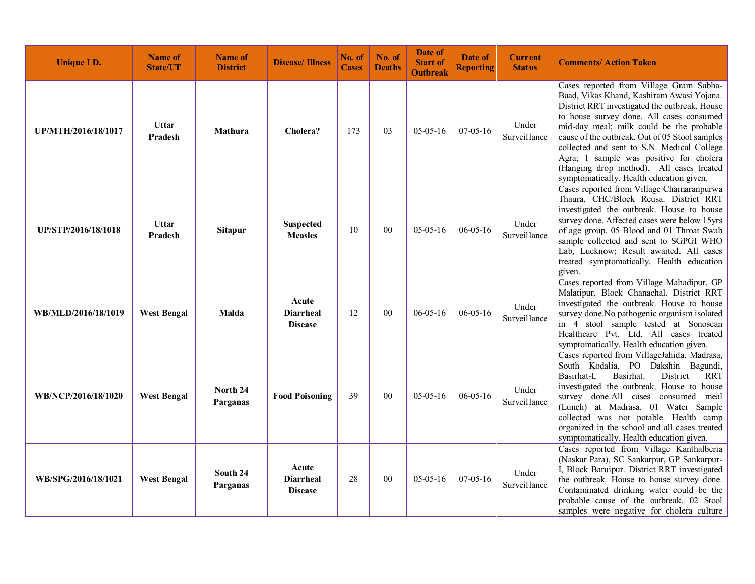| Unique I D. | Name of State/UT | Name of District | Disease/ Illness | No. of Cases | No. of Deaths | Date of Start of Outbreak | Date of Reporting | Current Status | Comments/ Action Taken |
|---|---|---|---|---|---|---|---|---|---|
| **UP/MTH/2016/18/1017** | **Uttar Pradesh** | **Mathura** | **Cholera?** | 173 | 03 | 05-05-16 | 07-05-16 | Under Surveillance | Cases reported from Village Gram Sabha-Baad, Vikas Khand, Kashiram Awasi Yojana. District RRT investigated the outbreak. House to house survey done. All cases consumed mid-day meal; milk could be the probable cause of the outbreak. Out of 05 Stool samples collected and sent to S.N. Medical College Agra; 1 sample was positive for cholera (Hanging drop method). All cases treated symptomatically. Health education given. |
| **UP/STP/2016/18/1018** | **Uttar Pradesh** | **Sitapur** | **Suspected Measles** | 10 | 00 | 05-05-16 | 06-05-16 | Under Surveillance | Cases reported from Village Chamaranpurwa Thaura, CHC/Block Reusa. District RRT investigated the outbreak. House to house survey done. Affected cases were below 15yrs of age group. 05 Blood and 01 Throat Swab sample collected and sent to SGPGI WHO Lab, Lucknow; Result awaited. All cases treated symptomatically. Health education given. |
| **WB/MLD/2016/18/1019** | **West Bengal** | **Malda** | **Acute Diarrheal Disease** | 12 | 00 | 06-05-16 | 06-05-16 | Under Surveillance | Cases reported from Village Mahadipur, GP Malatipur, Block Chanachal. District RRT investigated the outbreak. House to house survey done.No pathogenic organism isolated in 4 stool sample tested at Sonoscan Healthcare Pvt. Ltd. All cases treated symptomatically. Health education given. |
| **WB/NCP/2016/18/1020** | **West Bengal** | **North 24 Parganas** | **Food Poisoning** | 39 | 00 | 05-05-16 | 06-05-16 | Under Surveillance | Cases reported from VillageJahida, Madrasa, South Kodalia, PO Dakshin Bagundi, Basirhat-I, Basirhat. District RRT investigated the outbreak. House to house survey done.All cases consumed meal (Lunch) at Madrasa. 01 Water Sample collected was not potable. Health camp organized in the school and all cases treated symptomatically. Health education given. |
| **WB/SPG/2016/18/1021** | **West Bengal** | **South 24 Parganas** | **Acute Diarrheal Disease** | 28 | 00 | 05-05-16 | 07-05-16 | Under Surveillance | Cases reported from Village Kanthalberia (Naskar Para), SC Sankarpur, GP Sankarpur-I, Block Baruipur. District RRT investigated the outbreak. House to house survey done. Contaminated drinking water could be the probable cause of the outbreak. 02 Stool samples were negative for cholera culture |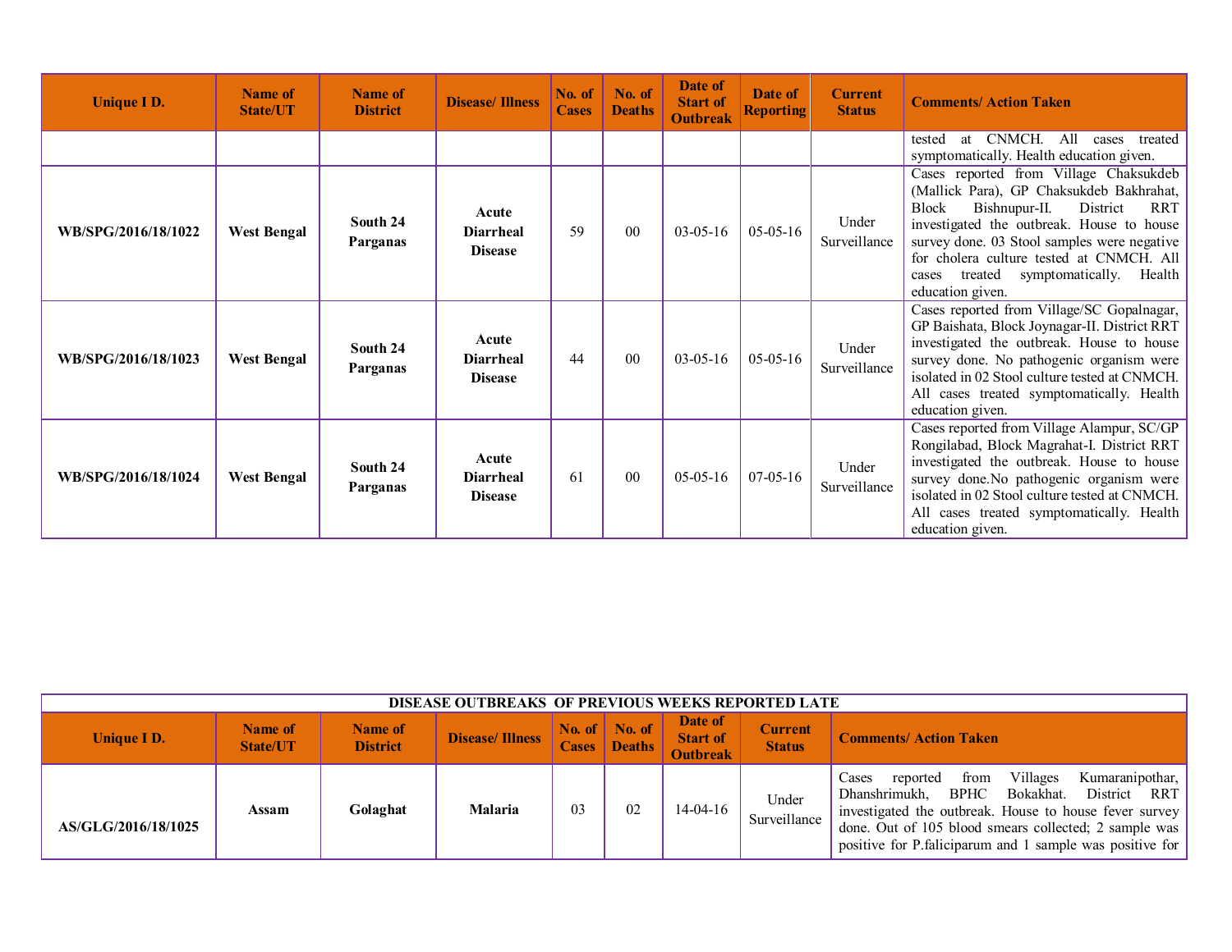| Unique I D. | Name of State/UT | Name of District | Disease/ Illness | No. of Cases | No. of Deaths | Date of Start of Outbreak | Date of Reporting | Current Status | Comments/ Action Taken |
|---|---|---|---|---|---|---|---|---|---|
| | | | | | | | | | tested at CNMCH. All cases treated symptomatically. Health education given. |
| WB/SPG/2016/18/1022 | West Bengal | South 24 Parganas | Acute Diarrheal Disease | 59 | 00 | 03-05-16 | 05-05-16 | Under Surveillance | Cases reported from Village Chaksukdeb (Mallick Para), GP Chaksukdeb Bakhrahat, Block Bishnupur-II. District RRT investigated the outbreak. House to house survey done. 03 Stool samples were negative for cholera culture tested at CNMCH. All cases treated symptomatically. Health education given. |
| WB/SPG/2016/18/1023 | West Bengal | South 24 Parganas | Acute Diarrheal Disease | 44 | 00 | 03-05-16 | 05-05-16 | Under Surveillance | Cases reported from Village/SC Gopalnagar, GP Baishata, Block Joynagar-II. District RRT investigated the outbreak. House to house survey done. No pathogenic organism were isolated in 02 Stool culture tested at CNMCH. All cases treated symptomatically. Health education given. |
| WB/SPG/2016/18/1024 | West Bengal | South 24 Parganas | Acute Diarrheal Disease | 61 | 00 | 05-05-16 | 07-05-16 | Under Surveillance | Cases reported from Village Alampur, SC/GP Rongilabad, Block Magrahat-I. District RRT investigated the outbreak. House to house survey done.No pathogenic organism were isolated in 02 Stool culture tested at CNMCH. All cases treated symptomatically. Health education given. |

**DISEASE OUTBREAKS OF PREVIOUS WEEKS REPORTED LATE**

| Unique I D. | Name of State/UT | Name of District | Disease/ Illness | No. of Cases | No. of Deaths | Date of Start of Outbreak | Current Status | Comments/ Action Taken |
|---|---|---|---|---|---|---|---|---|
| AS/GLG/2016/18/1025 | Assam | Golaghat | Malaria | 03 | 02 | 14-04-16 | Under Surveillance | Cases reported from Villages Kumaranipothar, Dhanshrimukh, BPHC Bokakhat. District RRT investigated the outbreak. House to house fever survey done. Out of 105 blood smears collected; 2 sample was positive for P.faliciparum and 1 sample was positive for |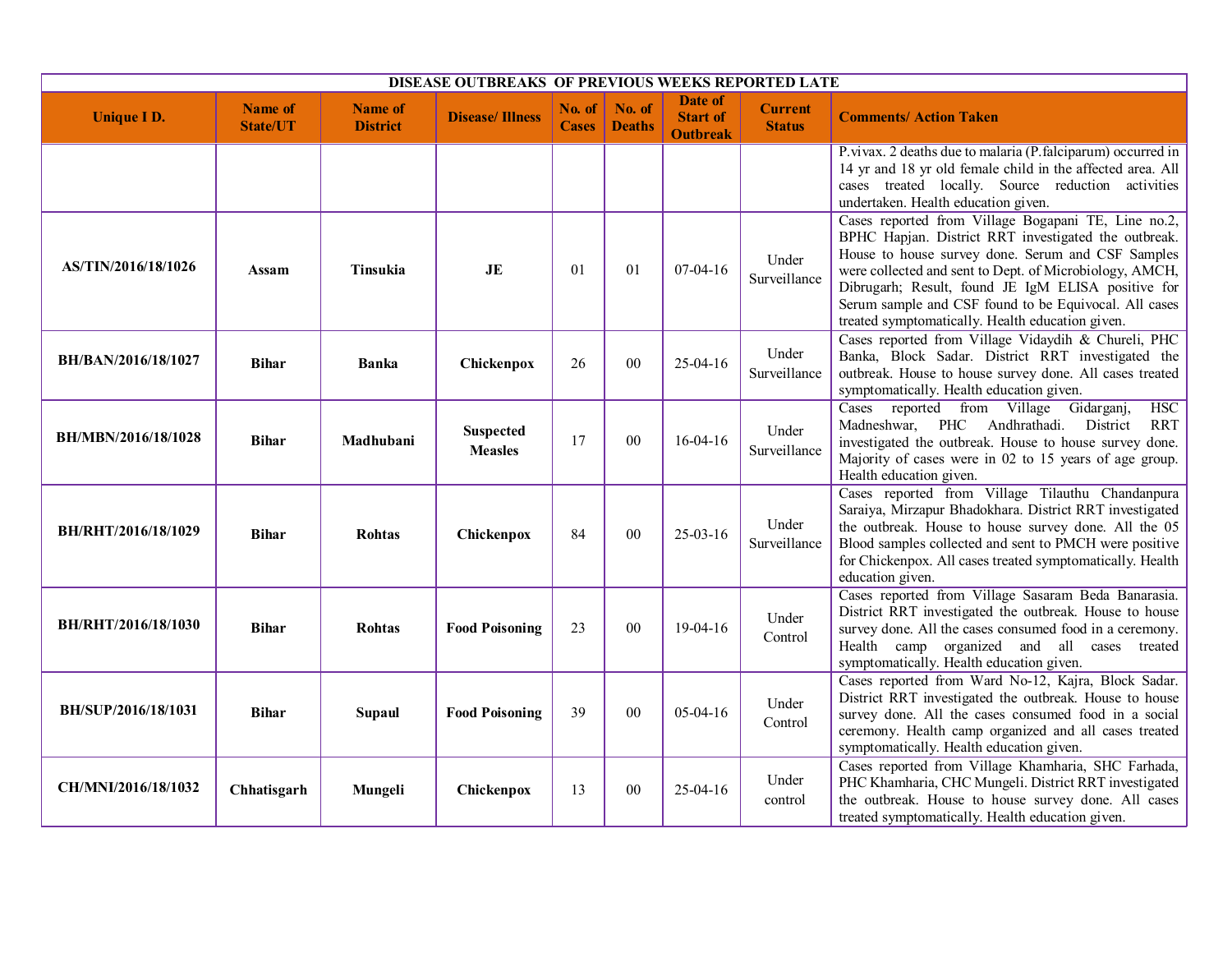| DISEASE OUTBREAKS OF PREVIOUS WEEKS REPORTED LATE | | | | | | | | |
|---|---|---|---|---|---|---|---|---|
| **Unique I D.** | **Name of State/UT** | **Name of District** | **Disease/ Illness** | **No. of Cases** | **No. of Deaths** | **Date of Start of Outbreak** | **Current Status** | **Comments/ Action Taken** |
| | | | | | | | | P.vivax. 2 deaths due to malaria (P.falciparum) occurred in 14 yr and 18 yr old female child in the affected area. All cases treated locally. Source reduction activities undertaken. Health education given. |
| **AS/TIN/2016/18/1026** | **Assam** | **Tinsukia** | **JE** | 01 | 01 | 07-04-16 | Under Surveillance | Cases reported from Village Bogapani TE, Line no.2, BPHC Hapjan. District RRT investigated the outbreak. House to house survey done. Serum and CSF Samples were collected and sent to Dept. of Microbiology, AMCH, Dibrugarh; Result, found JE IgM ELISA positive for Serum sample and CSF found to be Equivocal. All cases treated symptomatically. Health education given. |
| **BH/BAN/2016/18/1027** | **Bihar** | **Banka** | **Chickenpox** | 26 | 00 | 25-04-16 | Under Surveillance | Cases reported from Village Vidaydih & Chureli, PHC Banka, Block Sadar. District RRT investigated the outbreak. House to house survey done. All cases treated symptomatically. Health education given. |
| **BH/MBN/2016/18/1028** | **Bihar** | **Madhubani** | **Suspected Measles** | 17 | 00 | 16-04-16 | Under Surveillance | Cases reported from Village Gidarganj, HSC Madneshwar, PHC Andhrathadi. District RRT investigated the outbreak. House to house survey done. Majority of cases were in 02 to 15 years of age group. Health education given. |
| **BH/RHT/2016/18/1029** | **Bihar** | **Rohtas** | **Chickenpox** | 84 | 00 | 25-03-16 | Under Surveillance | Cases reported from Village Tilauthu Chandanpura Saraiya, Mirzapur Bhadokhara. District RRT investigated the outbreak. House to house survey done. All the 05 Blood samples collected and sent to PMCH were positive for Chickenpox. All cases treated symptomatically. Health education given. |
| **BH/RHT/2016/18/1030** | **Bihar** | **Rohtas** | **Food Poisoning** | 23 | 00 | 19-04-16 | Under Control | Cases reported from Village Sasaram Beda Banarasia. District RRT investigated the outbreak. House to house survey done. All the cases consumed food in a ceremony. Health camp organized and all cases treated symptomatically. Health education given. |
| **BH/SUP/2016/18/1031** | **Bihar** | **Supaul** | **Food Poisoning** | 39 | 00 | 05-04-16 | Under Control | Cases reported from Ward No-12, Kajra, Block Sadar. District RRT investigated the outbreak. House to house survey done. All the cases consumed food in a social ceremony. Health camp organized and all cases treated symptomatically. Health education given. |
| **CH/MNI/2016/18/1032** | **Chhatisgarh** | **Mungeli** | **Chickenpox** | 13 | 00 | 25-04-16 | Under control | Cases reported from Village Khamharia, SHC Farhada, PHC Khamharia, CHC Mungeli. District RRT investigated the outbreak. House to house survey done. All cases treated symptomatically. Health education given. |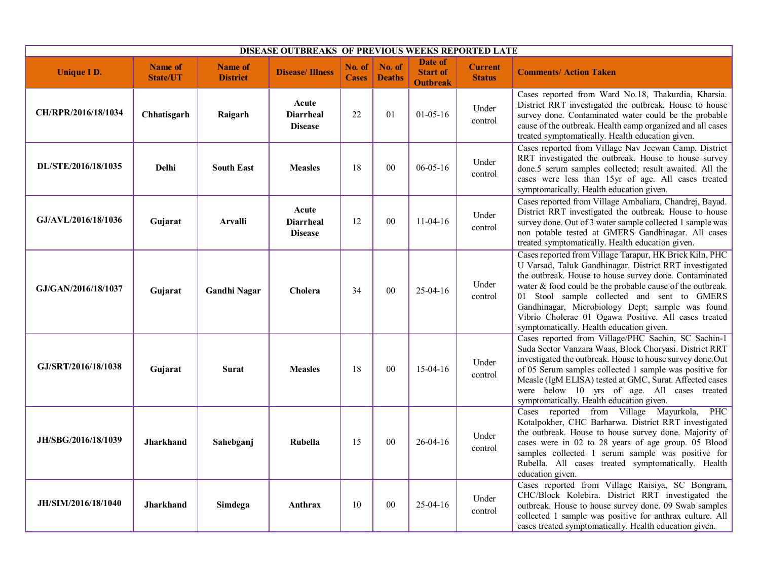| DISEASE OUTBREAKS OF PREVIOUS WEEKS REPORTED LATE | | | | | | | | |
|---|---|---|---|---|---|---|---|---|
| **Unique I D.** | **Name of State/UT** | **Name of District** | **Disease/ Illness** | **No. of Cases** | **No. of Deaths** | **Date of Start of Outbreak** | **Current Status** | **Comments/ Action Taken** |
| **CH/RPR/2016/18/1034** | **Chhatisgarh** | **Raigarh** | **Acute Diarrheal Disease** | 22 | 01 | 01-05-16 | Under control | Cases reported from Ward No.18, Thakurdia, Kharsia. District RRT investigated the outbreak. House to house survey done. Contaminated water could be the probable cause of the outbreak. Health camp organized and all cases treated symptomatically. Health education given. |
| **DL/STE/2016/18/1035** | **Delhi** | **South East** | **Measles** | 18 | 00 | 06-05-16 | Under control | Cases reported from Village Nav Jeewan Camp. District RRT investigated the outbreak. House to house survey done.5 serum samples collected; result awaited. All the cases were less than 15yr of age. All cases treated symptomatically. Health education given. |
| **GJ/AVL/2016/18/1036** | **Gujarat** | **Arvalli** | **Acute Diarrheal Disease** | 12 | 00 | 11-04-16 | Under control | Cases reported from Village Ambaliara, Chandrej, Bayad. District RRT investigated the outbreak. House to house survey done. Out of 3 water sample collected 1 sample was non potable tested at GMERS Gandhinagar. All cases treated symptomatically. Health education given. |
| **GJ/GAN/2016/18/1037** | **Gujarat** | **Gandhi Nagar** | **Cholera** | 34 | 00 | 25-04-16 | Under control | Cases reported from Village Tarapur, HK Brick Kiln, PHC U Varsad, Taluk Gandhinagar. District RRT investigated the outbreak. House to house survey done. Contaminated water & food could be the probable cause of the outbreak. 01 Stool sample collected and sent to GMERS Gandhinagar, Microbiology Dept; sample was found Vibrio Cholerae 01 Ogawa Positive. All cases treated symptomatically. Health education given. |
| **GJ/SRT/2016/18/1038** | **Gujarat** | **Surat** | **Measles** | 18 | 00 | 15-04-16 | Under control | Cases reported from Village/PHC Sachin, SC Sachin-1 Suda Sector Vanzara Waas, Block Choryasi. District RRT investigated the outbreak. House to house survey done.Out of 05 Serum samples collected 1 sample was positive for Measle (IgM ELISA) tested at GMC, Surat. Affected cases were below 10 yrs of age. All cases treated symptomatically. Health education given. |
| **JH/SBG/2016/18/1039** | **Jharkhand** | **Sahebganj** | **Rubella** | 15 | 00 | 26-04-16 | Under control | Cases reported from Village Mayurkola, PHC Kotalpokher, CHC Barharwa. District RRT investigated the outbreak. House to house survey done. Majority of cases were in 02 to 28 years of age group. 05 Blood samples collected 1 serum sample was positive for Rubella. All cases treated symptomatically. Health education given. |
| **JH/SIM/2016/18/1040** | **Jharkhand** | **Simdega** | **Anthrax** | 10 | 00 | 25-04-16 | Under control | Cases reported from Village Raisiya, SC Bongram, CHC/Block Kolebira. District RRT investigated the outbreak. House to house survey done. 09 Swab samples collected 1 sample was positive for anthrax culture. All cases treated symptomatically. Health education given. |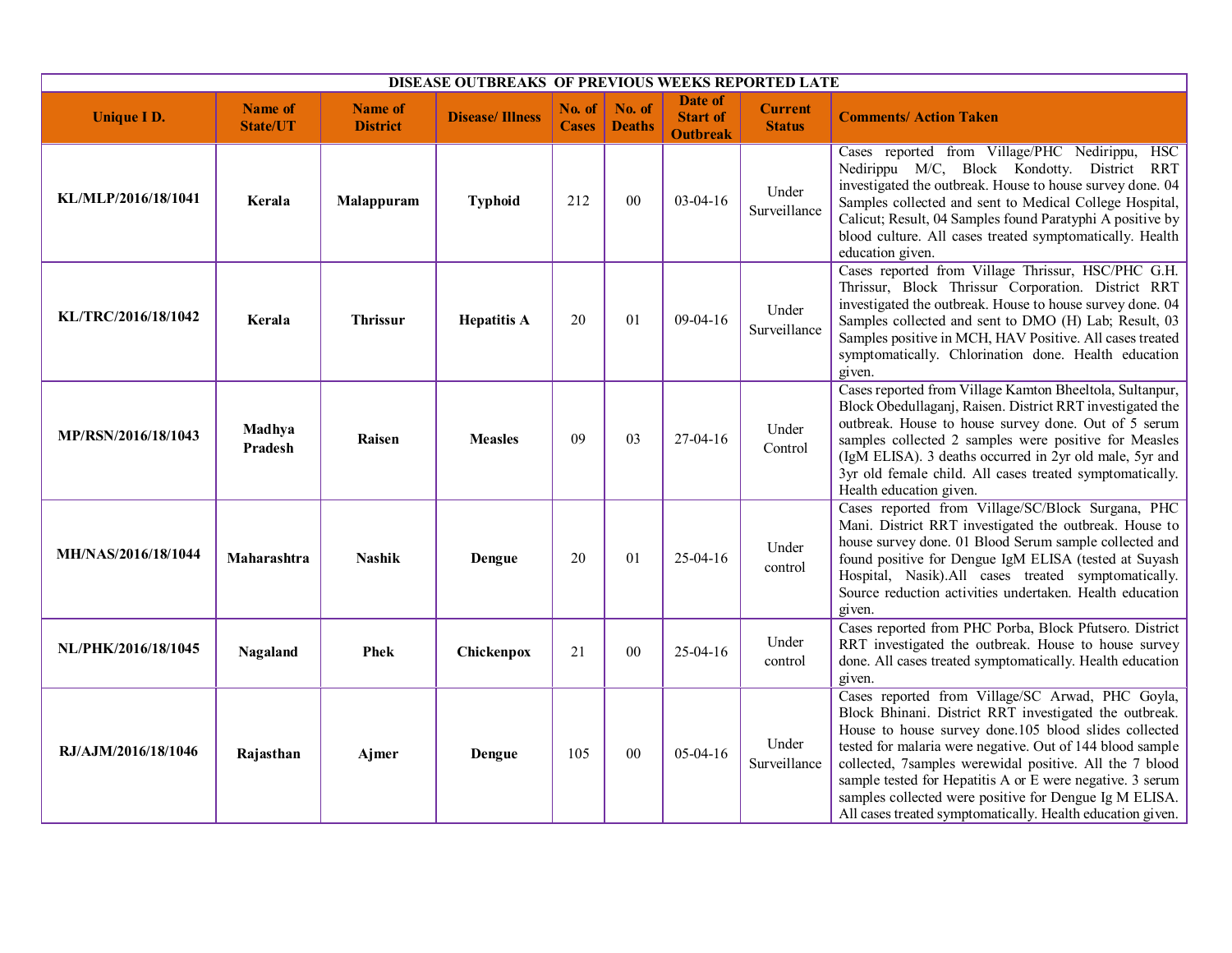| DISEASE OUTBREAKS OF PREVIOUS WEEKS REPORTED LATE | | | | | | | | |
|---|---|---|---|---|---|---|---|---|
| **Unique I D.** | **Name of State/UT** | **Name of District** | **Disease/ Illness** | **No. of Cases** | **No. of Deaths** | **Date of Start of Outbreak** | **Current Status** | **Comments/ Action Taken** |
| **KL/MLP/2016/18/1041** | **Kerala** | **Malappuram** | **Typhoid** | 212 | 00 | 03-04-16 | Under Surveillance | Cases reported from Village/PHC Nedirippu, HSC Nedirippu M/C, Block Kondotty. District RRT investigated the outbreak. House to house survey done. 04 Samples collected and sent to Medical College Hospital, Calicut; Result, 04 Samples found Paratyphi A positive by blood culture. All cases treated symptomatically. Health education given. |
| **KL/TRC/2016/18/1042** | **Kerala** | **Thrissur** | **Hepatitis A** | 20 | 01 | 09-04-16 | Under Surveillance | Cases reported from Village Thrissur, HSC/PHC G.H. Thrissur, Block Thrissur Corporation. District RRT investigated the outbreak. House to house survey done. 04 Samples collected and sent to DMO (H) Lab; Result, 03 Samples positive in MCH, HAV Positive. All cases treated symptomatically. Chlorination done. Health education given. |
| **MP/RSN/2016/18/1043** | **Madhya Pradesh** | **Raisen** | **Measles** | 09 | 03 | 27-04-16 | Under Control | Cases reported from Village Kamton Bheeltola, Sultanpur, Block Obedullaganj, Raisen. District RRT investigated the outbreak. House to house survey done. Out of 5 serum samples collected 2 samples were positive for Measles (IgM ELISA). 3 deaths occurred in 2yr old male, 5yr and 3yr old female child. All cases treated symptomatically. Health education given. |
| **MH/NAS/2016/18/1044** | **Maharashtra** | **Nashik** | **Dengue** | 20 | 01 | 25-04-16 | Under control | Cases reported from Village/SC/Block Surgana, PHC Mani. District RRT investigated the outbreak. House to house survey done. 01 Blood Serum sample collected and found positive for Dengue IgM ELISA (tested at Suyash Hospital, Nasik).All cases treated symptomatically. Source reduction activities undertaken. Health education given. |
| **NL/PHK/2016/18/1045** | **Nagaland** | **Phek** | **Chickenpox** | 21 | 00 | 25-04-16 | Under control | Cases reported from PHC Porba, Block Pfutsero. District RRT investigated the outbreak. House to house survey done. All cases treated symptomatically. Health education given. |
| **RJ/AJM/2016/18/1046** | **Rajasthan** | **Ajmer** | **Dengue** | 105 | 00 | 05-04-16 | Under Surveillance | Cases reported from Village/SC Arwad, PHC Goyla, Block Bhinani. District RRT investigated the outbreak. House to house survey done.105 blood slides collected tested for malaria were negative. Out of 144 blood sample collected, 7samples werewidal positive. All the 7 blood sample tested for Hepatitis A or E were negative. 3 serum samples collected were positive for Dengue Ig M ELISA. All cases treated symptomatically. Health education given. |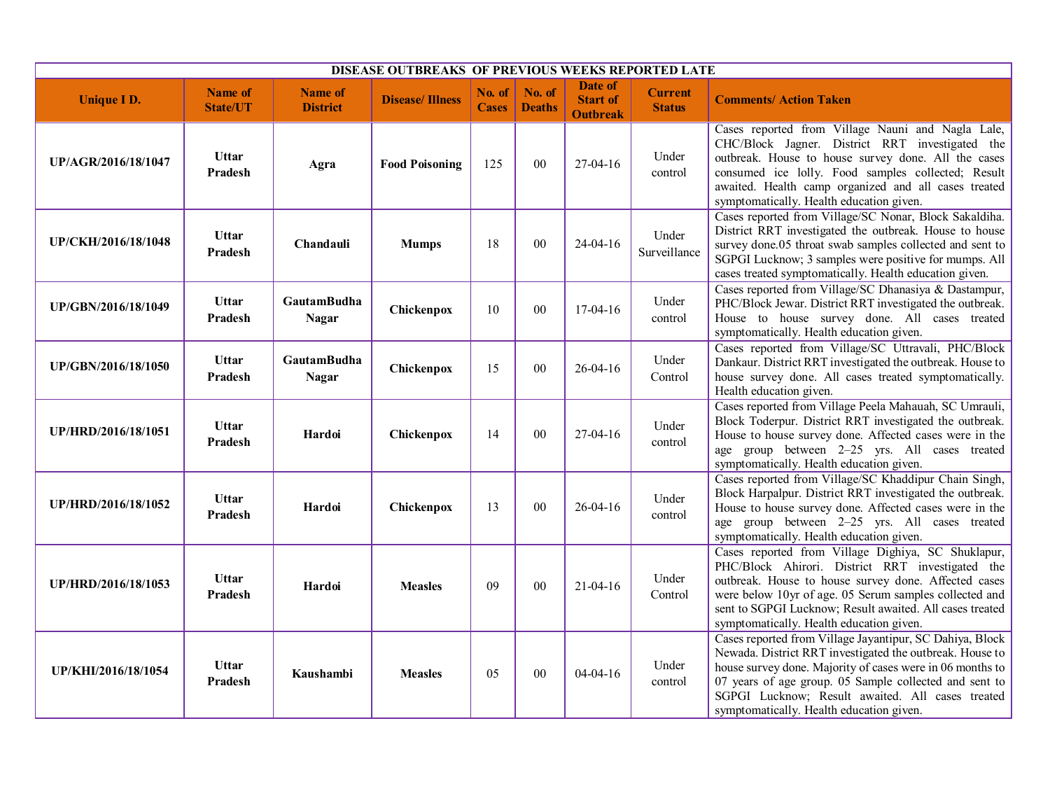| DISEASE OUTBREAKS OF PREVIOUS WEEKS REPORTED LATE | | | | | | | | |
|---|---|---|---|---|---|---|---|---|
| **Unique I D.** | **Name of State/UT** | **Name of District** | **Disease/ Illness** | **No. of Cases** | **No. of Deaths** | **Date of Start of Outbreak** | **Current Status** | **Comments/ Action Taken** |
| **UP/AGR/2016/18/1047** | **Uttar Pradesh** | **Agra** | **Food Poisoning** | 125 | 00 | 27-04-16 | Under control | Cases reported from Village Nauni and Nagla Lale, CHC/Block Jagner. District RRT investigated the outbreak. House to house survey done. All the cases consumed ice lolly. Food samples collected; Result awaited. Health camp organized and all cases treated symptomatically. Health education given. |
| **UP/CKH/2016/18/1048** | **Uttar Pradesh** | **Chandauli** | **Mumps** | 18 | 00 | 24-04-16 | Under Surveillance | Cases reported from Village/SC Nonar, Block Sakaldiha. District RRT investigated the outbreak. House to house survey done.05 throat swab samples collected and sent to SGPGI Lucknow; 3 samples were positive for mumps. All cases treated symptomatically. Health education given. |
| **UP/GBN/2016/18/1049** | **Uttar Pradesh** | **GautamBudha Nagar** | **Chickenpox** | 10 | 00 | 17-04-16 | Under control | Cases reported from Village/SC Dhanasiya & Dastampur, PHC/Block Jewar. District RRT investigated the outbreak. House to house survey done. All cases treated symptomatically. Health education given. |
| **UP/GBN/2016/18/1050** | **Uttar Pradesh** | **GautamBudha Nagar** | **Chickenpox** | 15 | 00 | 26-04-16 | Under Control | Cases reported from Village/SC Uttravali, PHC/Block Dankaur. District RRT investigated the outbreak. House to house survey done. All cases treated symptomatically. Health education given. |
| **UP/HRD/2016/18/1051** | **Uttar Pradesh** | **Hardoi** | **Chickenpox** | 14 | 00 | 27-04-16 | Under control | Cases reported from Village Peela Mahauah, SC Umrauli, Block Toderpur. District RRT investigated the outbreak. House to house survey done. Affected cases were in the age group between 2–25 yrs. All cases treated symptomatically. Health education given. |
| **UP/HRD/2016/18/1052** | **Uttar Pradesh** | **Hardoi** | **Chickenpox** | 13 | 00 | 26-04-16 | Under control | Cases reported from Village/SC Khaddipur Chain Singh, Block Harpalpur. District RRT investigated the outbreak. House to house survey done. Affected cases were in the age group between 2–25 yrs. All cases treated symptomatically. Health education given. |
| **UP/HRD/2016/18/1053** | **Uttar Pradesh** | **Hardoi** | **Measles** | 09 | 00 | 21-04-16 | Under Control | Cases reported from Village Dighiya, SC Shuklapur, PHC/Block Ahirori. District RRT investigated the outbreak. House to house survey done. Affected cases were below 10yr of age. 05 Serum samples collected and sent to SGPGI Lucknow; Result awaited. All cases treated symptomatically. Health education given. |
| **UP/KHI/2016/18/1054** | **Uttar Pradesh** | **Kaushambi** | **Measles** | 05 | 00 | 04-04-16 | Under control | Cases reported from Village Jayantipur, SC Dahiya, Block Newada. District RRT investigated the outbreak. House to house survey done. Majority of cases were in 06 months to 07 years of age group. 05 Sample collected and sent to SGPGI Lucknow; Result awaited. All cases treated symptomatically. Health education given. |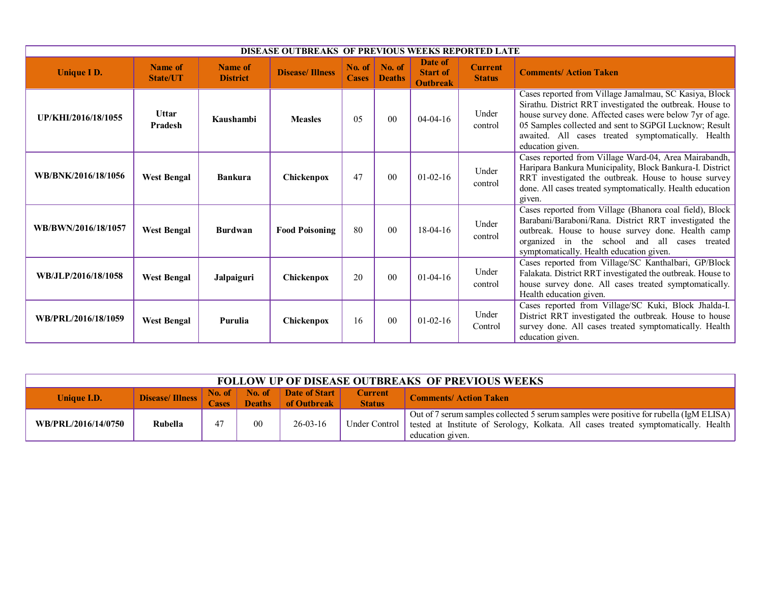| DISEASE OUTBREAKS OF PREVIOUS WEEKS REPORTED LATE | | | | | | | | |
|---|---|---|---|---|---|---|---|---|
| **Unique I D.** | **Name of State/UT** | **Name of District** | **Disease/ Illness** | **No. of Cases** | **No. of Deaths** | **Date of Start of Outbreak** | **Current Status** | **Comments/ Action Taken** |
| **UP/KHI/2016/18/1055** | **Uttar Pradesh** | **Kaushambi** | **Measles** | 05 | 00 | 04-04-16 | Under control | Cases reported from Village Jamalmau, SC Kasiya, Block Sirathu. District RRT investigated the outbreak. House to house survey done. Affected cases were below 7yr of age. 05 Samples collected and sent to SGPGI Lucknow; Result awaited. All cases treated symptomatically. Health education given. |
| **WB/BNK/2016/18/1056** | **West Bengal** | **Bankura** | **Chickenpox** | 47 | 00 | 01-02-16 | Under control | Cases reported from Village Ward-04, Area Mairabandh, Haripara Bankura Municipality, Block Bankura-I. District RRT investigated the outbreak. House to house survey done. All cases treated symptomatically. Health education given. |
| **WB/BWN/2016/18/1057** | **West Bengal** | **Burdwan** | **Food Poisoning** | 80 | 00 | 18-04-16 | Under control | Cases reported from Village (Bhanora coal field), Block Barabani/Baraboni/Rana. District RRT investigated the outbreak. House to house survey done. Health camp organized in the school and all cases treated symptomatically. Health education given. |
| **WB/JLP/2016/18/1058** | **West Bengal** | **Jalpaiguri** | **Chickenpox** | 20 | 00 | 01-04-16 | Under control | Cases reported from Village/SC Kanthalbari, GP/Block Falakata. District RRT investigated the outbreak. House to house survey done. All cases treated symptomatically. Health education given. |
| **WB/PRL/2016/18/1059** | **West Bengal** | **Purulia** | **Chickenpox** | 16 | 00 | 01-02-16 | Under Control | Cases reported from Village/SC Kuki, Block Jhalda-I. District RRT investigated the outbreak. House to house survey done. All cases treated symptomatically. Health education given. |

| FOLLOW UP OF DISEASE OUTBREAKS OF PREVIOUS WEEKS | | | | | | |
|---|---|---|---|---|---|---|
| **Unique I.D.** | **Disease/ Illness** | **No. of Cases** | **No. of Deaths** | **Date of Start of Outbreak** | **Current Status** | **Comments/ Action Taken** |
| **WB/PRL/2016/14/0750** | **Rubella** | 47 | 00 | 26-03-16 | Under Control | Out of 7 serum samples collected 5 serum samples were positive for rubella (IgM ELISA) tested at Institute of Serology, Kolkata. All cases treated symptomatically. Health education given. |